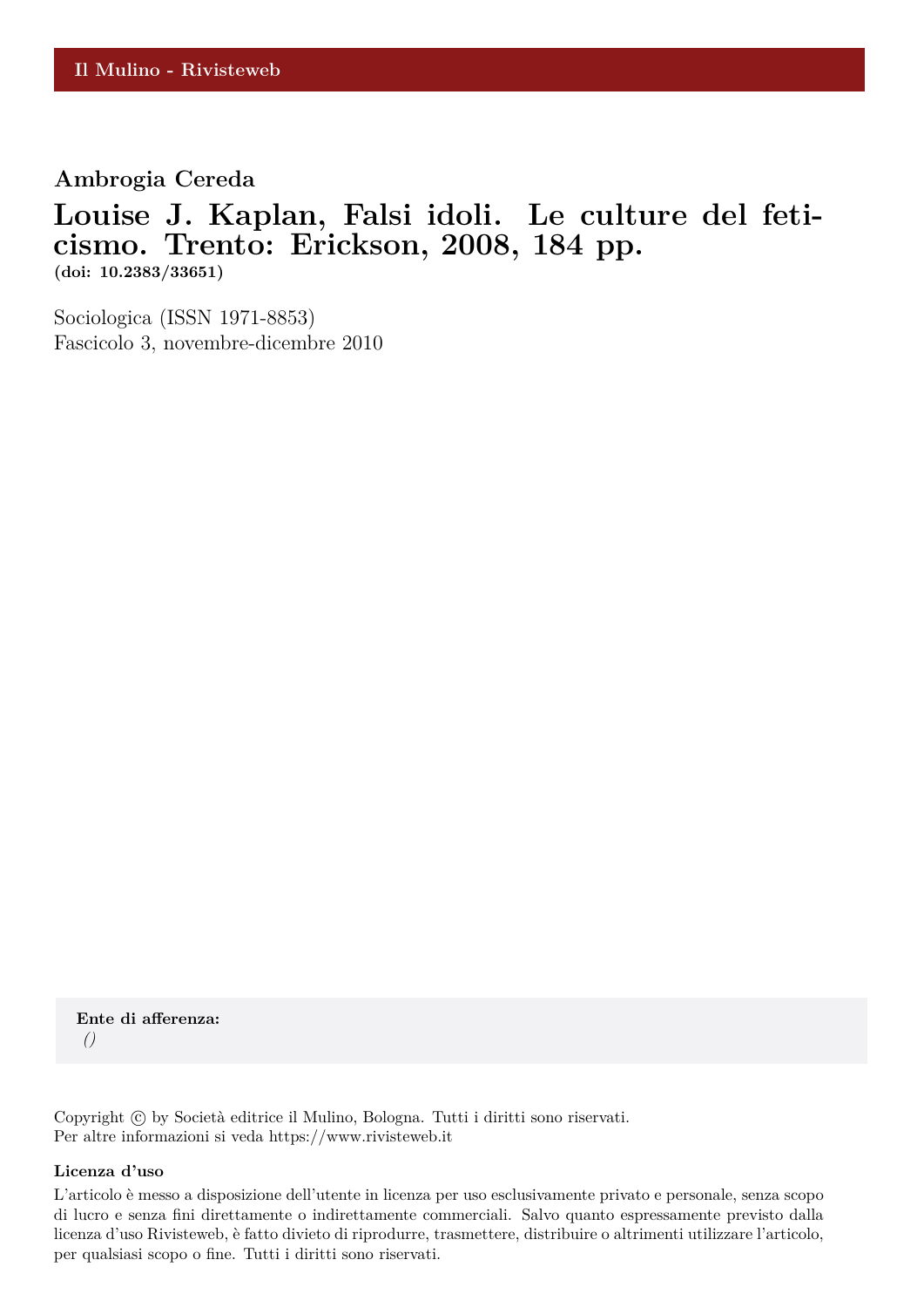Il Mulino - Rivisteweb

**Ambrogia Cereda**

# Louise J. Kaplan, Falsi idoli. Le culture del feticismo. Trento: Erickson, 2008, 184 pp.

**(doi: 10.2383/33651)**

Sociologica (ISSN 1971-8853)
Fascicolo 3, novembre-dicembre 2010

**Ente di afferenza:**
*()*

Copyright © by Società editrice il Mulino, Bologna. Tutti i diritti sono riservati.
Per altre informazioni si veda https://www.rivisteweb.it

**Licenza d'uso**

L'articolo è messo a disposizione dell'utente in licenza per uso esclusivamente privato e personale, senza scopo di lucro e senza fini direttamente o indirettamente commerciali. Salvo quanto espressamente previsto dalla licenza d'uso Rivisteweb, è fatto divieto di riprodurre, trasmettere, distribuire o altrimenti utilizzare l'articolo, per qualsiasi scopo o fine. Tutti i diritti sono riservati.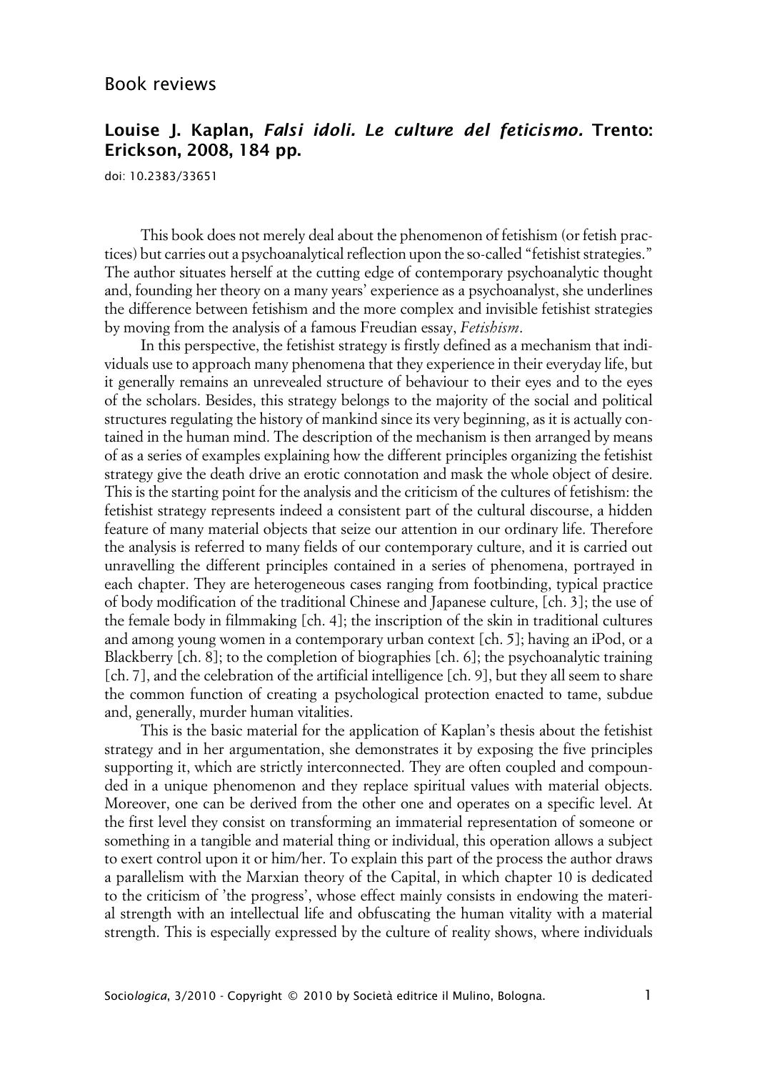# Book reviews

## Louise J. Kaplan, *Falsi idoli. Le culture del feticismo.* Trento: Erickson, 2008, 184 pp.

doi: 10.2383/33651

This book does not merely deal about the phenomenon of fetishism (or fetish practices) but carries out a psychoanalytical reflection upon the so-called "fetishist strategies." The author situates herself at the cutting edge of contemporary psychoanalytic thought and, founding her theory on a many years' experience as a psychoanalyst, she underlines the difference between fetishism and the more complex and invisible fetishist strategies by moving from the analysis of a famous Freudian essay, *Fetishism*.

In this perspective, the fetishist strategy is firstly defined as a mechanism that individuals use to approach many phenomena that they experience in their everyday life, but it generally remains an unrevealed structure of behaviour to their eyes and to the eyes of the scholars. Besides, this strategy belongs to the majority of the social and political structures regulating the history of mankind since its very beginning, as it is actually contained in the human mind. The description of the mechanism is then arranged by means of as a series of examples explaining how the different principles organizing the fetishist strategy give the death drive an erotic connotation and mask the whole object of desire. This is the starting point for the analysis and the criticism of the cultures of fetishism: the fetishist strategy represents indeed a consistent part of the cultural discourse, a hidden feature of many material objects that seize our attention in our ordinary life. Therefore the analysis is referred to many fields of our contemporary culture, and it is carried out unravelling the different principles contained in a series of phenomena, portrayed in each chapter. They are heterogeneous cases ranging from footbinding, typical practice of body modification of the traditional Chinese and Japanese culture, [ch. 3]; the use of the female body in filmmaking [ch. 4]; the inscription of the skin in traditional cultures and among young women in a contemporary urban context [ch. 5]; having an iPod, or a Blackberry [ch. 8]; to the completion of biographies [ch. 6]; the psychoanalytic training [ch. 7], and the celebration of the artificial intelligence [ch. 9], but they all seem to share the common function of creating a psychological protection enacted to tame, subdue and, generally, murder human vitalities.

This is the basic material for the application of Kaplan's thesis about the fetishist strategy and in her argumentation, she demonstrates it by exposing the five principles supporting it, which are strictly interconnected. They are often coupled and compounded in a unique phenomenon and they replace spiritual values with material objects. Moreover, one can be derived from the other one and operates on a specific level. At the first level they consist on transforming an immaterial representation of someone or something in a tangible and material thing or individual, this operation allows a subject to exert control upon it or him/her. To explain this part of the process the author draws a parallelism with the Marxian theory of the Capital, in which chapter 10 is dedicated to the criticism of 'the progress', whose effect mainly consists in endowing the material strength with an intellectual life and obfuscating the human vitality with a material strength. This is especially expressed by the culture of reality shows, where individuals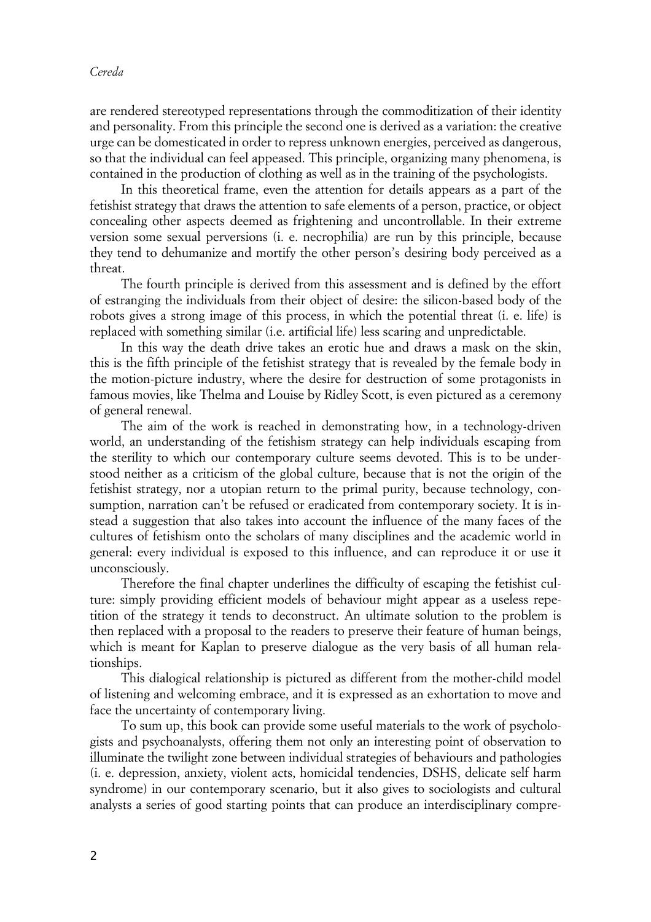are rendered stereotyped representations through the commoditization of their identity and personality. From this principle the second one is derived as a variation: the creative urge can be domesticated in order to repress unknown energies, perceived as dangerous, so that the individual can feel appeased. This principle, organizing many phenomena, is contained in the production of clothing as well as in the training of the psychologists.

In this theoretical frame, even the attention for details appears as a part of the fetishist strategy that draws the attention to safe elements of a person, practice, or object concealing other aspects deemed as frightening and uncontrollable. In their extreme version some sexual perversions (i. e. necrophilia) are run by this principle, because they tend to dehumanize and mortify the other person's desiring body perceived as a threat.

The fourth principle is derived from this assessment and is defined by the effort of estranging the individuals from their object of desire: the silicon-based body of the robots gives a strong image of this process, in which the potential threat (i. e. life) is replaced with something similar (i.e. artificial life) less scaring and unpredictable.

In this way the death drive takes an erotic hue and draws a mask on the skin, this is the fifth principle of the fetishist strategy that is revealed by the female body in the motion-picture industry, where the desire for destruction of some protagonists in famous movies, like Thelma and Louise by Ridley Scott, is even pictured as a ceremony of general renewal.

The aim of the work is reached in demonstrating how, in a technology-driven world, an understanding of the fetishism strategy can help individuals escaping from the sterility to which our contemporary culture seems devoted. This is to be understood neither as a criticism of the global culture, because that is not the origin of the fetishist strategy, nor a utopian return to the primal purity, because technology, consumption, narration can't be refused or eradicated from contemporary society. It is instead a suggestion that also takes into account the influence of the many faces of the cultures of fetishism onto the scholars of many disciplines and the academic world in general: every individual is exposed to this influence, and can reproduce it or use it unconsciously.

Therefore the final chapter underlines the difficulty of escaping the fetishist culture: simply providing efficient models of behaviour might appear as a useless repetition of the strategy it tends to deconstruct. An ultimate solution to the problem is then replaced with a proposal to the readers to preserve their feature of human beings, which is meant for Kaplan to preserve dialogue as the very basis of all human relationships.

This dialogical relationship is pictured as different from the mother-child model of listening and welcoming embrace, and it is expressed as an exhortation to move and face the uncertainty of contemporary living.

To sum up, this book can provide some useful materials to the work of psychologists and psychoanalysts, offering them not only an interesting point of observation to illuminate the twilight zone between individual strategies of behaviours and pathologies (i. e. depression, anxiety, violent acts, homicidal tendencies, DSHS, delicate self harm syndrome) in our contemporary scenario, but it also gives to sociologists and cultural analysts a series of good starting points that can produce an interdisciplinary compre-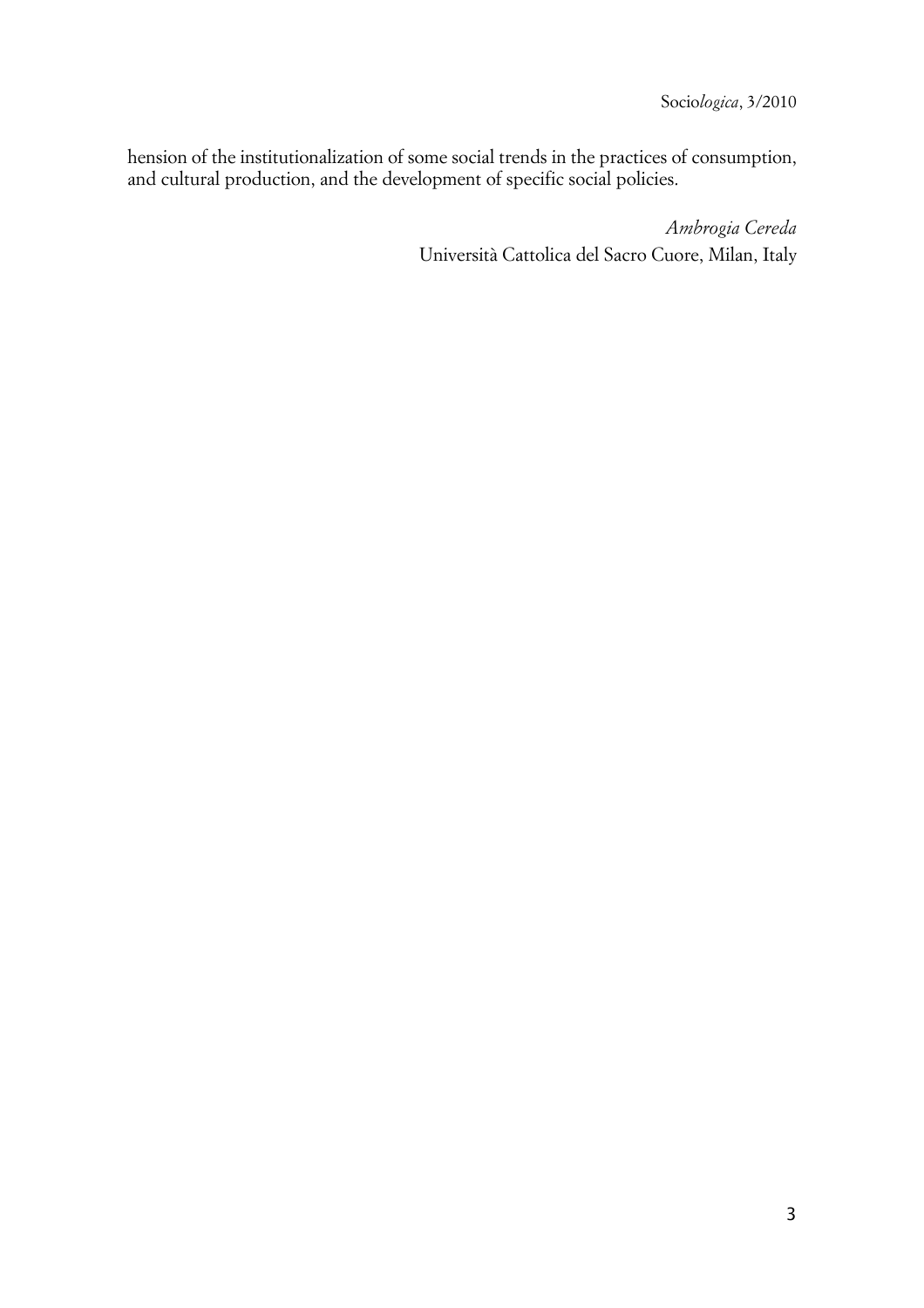hension of the institutionalization of some social trends in the practices of consumption, and cultural production, and the development of specific social policies.

*Ambrogia Cereda*
Università Cattolica del Sacro Cuore, Milan, Italy